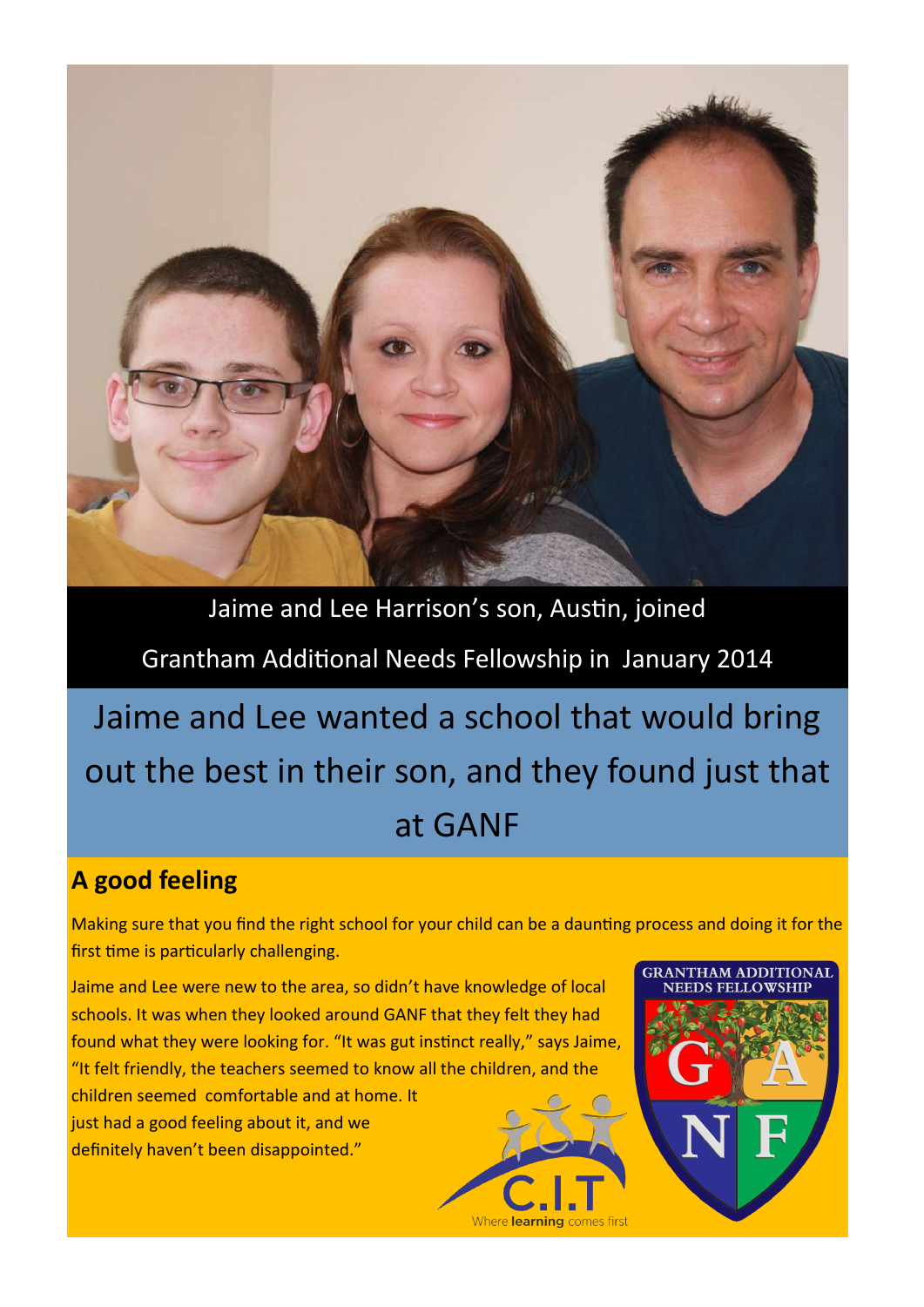Jaime and Lee Harrison's son, Austin, joined Grantham Additional Needs Fellowship in January 2014

# Jaime and Lee wanted a school that would bring out the best in their son, and they found just that at GANF

## A good feeling

Making sure that you find the right school for your child can be a daunting process and doing it for the first time is particularly challenging.

Jaime and Lee were new to the area, so didn't have knowledge of local schools. It was when they looked around GANF that they felt they had found what they were looking for. "It was gut instinct really," says Jaime, "It felt friendly, the teachers seemed to know all the children, and the children seemed comfortable and at home. It just had a good feeling about it, and we definitely haven't been disappointed."

C.I.T Where learning comes first

GRANTHAM ADDITIONAL NEEDS FELLOWSHIP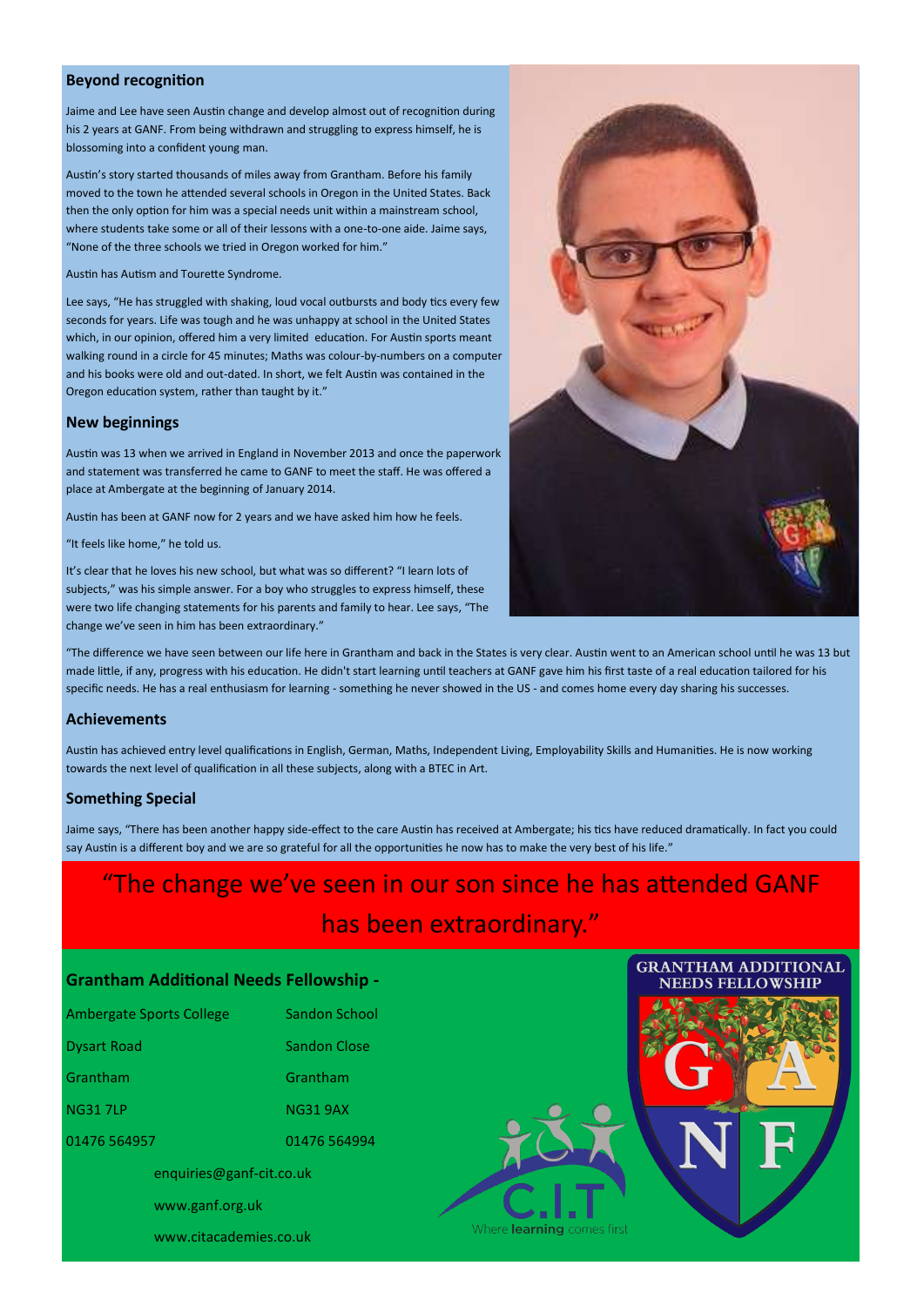## Beyond recognition

Jaime and Lee have seen Austin change and develop almost out of recognition during his 2 years at GANF. From being withdrawn and struggling to express himself, he is blossoming into a confident young man.

Austin's story started thousands of miles away from Grantham. Before his family moved to the town he attended several schools in Oregon in the United States. Back then the only option for him was a special needs unit within a mainstream school, where students take some or all of their lessons with a one-to-one aide. Jaime says, "None of the three schools we tried in Oregon worked for him."

Austin has Autism and Tourette Syndrome.

Lee says, "He has struggled with shaking, loud vocal outbursts and body tics every few seconds for years. Life was tough and he was unhappy at school in the United States which, in our opinion, offered him a very limited education. For Austin sports meant walking round in a circle for 45 minutes; Maths was colour-by-numbers on a computer and his books were old and out-dated. In short, we felt Austin was contained in the Oregon education system, rather than taught by it."

## New beginnings

Austin was 13 when we arrived in England in November 2013 and once the paperwork and statement was transferred he came to GANF to meet the staff. He was offered a place at Ambergate at the beginning of January 2014.

Austin has been at GANF now for 2 years and we have asked him how he feels.

"It feels like home," he told us.

It's clear that he loves his new school, but what was so different? "I learn lots of subjects," was his simple answer. For a boy who struggles to express himself, these were two life changing statements for his parents and family to hear. Lee says, "The change we've seen in him has been extraordinary."

"The difference we have seen between our life here in Grantham and back in the States is very clear. Austin went to an American school until he was 13 but made little, if any, progress with his education. He didn't start learning until teachers at GANF gave him his first taste of a real education tailored for his specific needs. He has a real enthusiasm for learning - something he never showed in the US - and comes home every day sharing his successes.

## Achievements

Austin has achieved entry level qualifications in English, German, Maths, Independent Living, Employability Skills and Humanities. He is now working towards the next level of qualification in all these subjects, along with a BTEC in Art.

## Something Special

Jaime says, "There has been another happy side-effect to the care Austin has received at Ambergate; his tics have reduced dramatically. In fact you could say Austin is a different boy and we are so grateful for all the opportunities he now has to make the very best of his life."

"The change we've seen in our son since he has attended GANF has been extraordinary."

## Grantham Additional Needs Fellowship -

Ambergate Sports College
Dysart Road
Grantham
NG31 7LP
01476 564957

Sandon School
Sandon Close
Grantham
NG31 9AX
01476 564994

enquiries@ganf-cit.co.uk

www.ganf.org.uk

www.citacademies.co.uk

GRANTHAM ADDITIONAL NEEDS FELLOWSHIP

C.I.T Where learning comes first